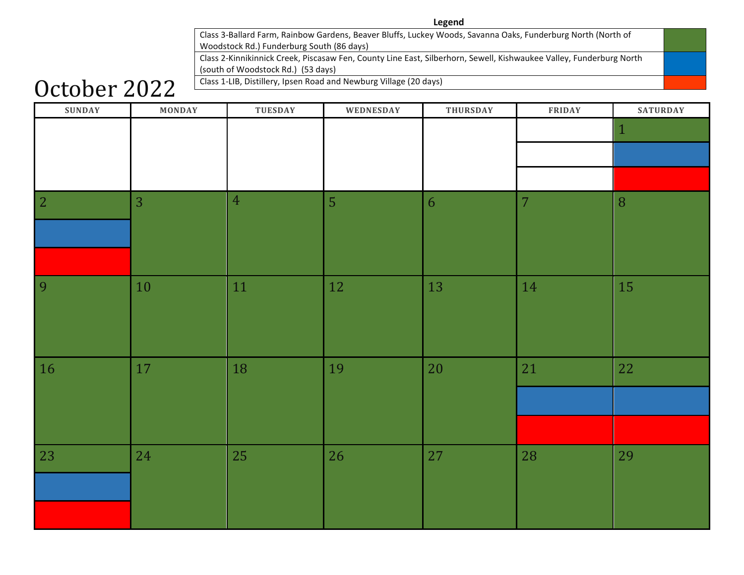**Legend**

| Class | Color |
|---|---|
| Class 3-Ballard Farm, Rainbow Gardens, Beaver Bluffs, Luckey Woods, Savanna Oaks, Funderburg North (North of Woodstock Rd.) Funderburg South (86 days) | Green |
| Class 2-Kinnikinnick Creek, Piscasaw Fen, County Line East, Silberhorn, Sewell, Kishwaukee Valley, Funderburg North (south of Woodstock Rd.) (53 days) | Blue |
| Class 1-LIB, Distillery, Ipsen Road and Newburg Village (20 days) | Red |

# October 2022

| SUNDAY | MONDAY | TUESDAY | WEDNESDAY | THURSDAY | FRIDAY | SATURDAY |
|---|---|---|---|---|---|---|
| | | | | | | 1 (Green, Blue, Red) |
| 2 (Green, Blue, Red) | 3 (Green) | 4 (Green) | 5 (Green) | 6 (Green) | 7 (Green) | 8 (Green) |
| 9 (Green) | 10 (Green) | 11 (Green) | 12 (Green) | 13 (Green) | 14 (Green) | 15 (Green) |
| 16 (Green) | 17 (Green) | 18 (Green) | 19 (Green) | 20 (Green) | 21 (Green, Blue, Red) | 22 (Green, Blue, Red) |
| 23 (Green, Blue, Red) | 24 (Green) | 25 (Green) | 26 (Green) | 27 (Green) | 28 (Green) | 29 (Green) |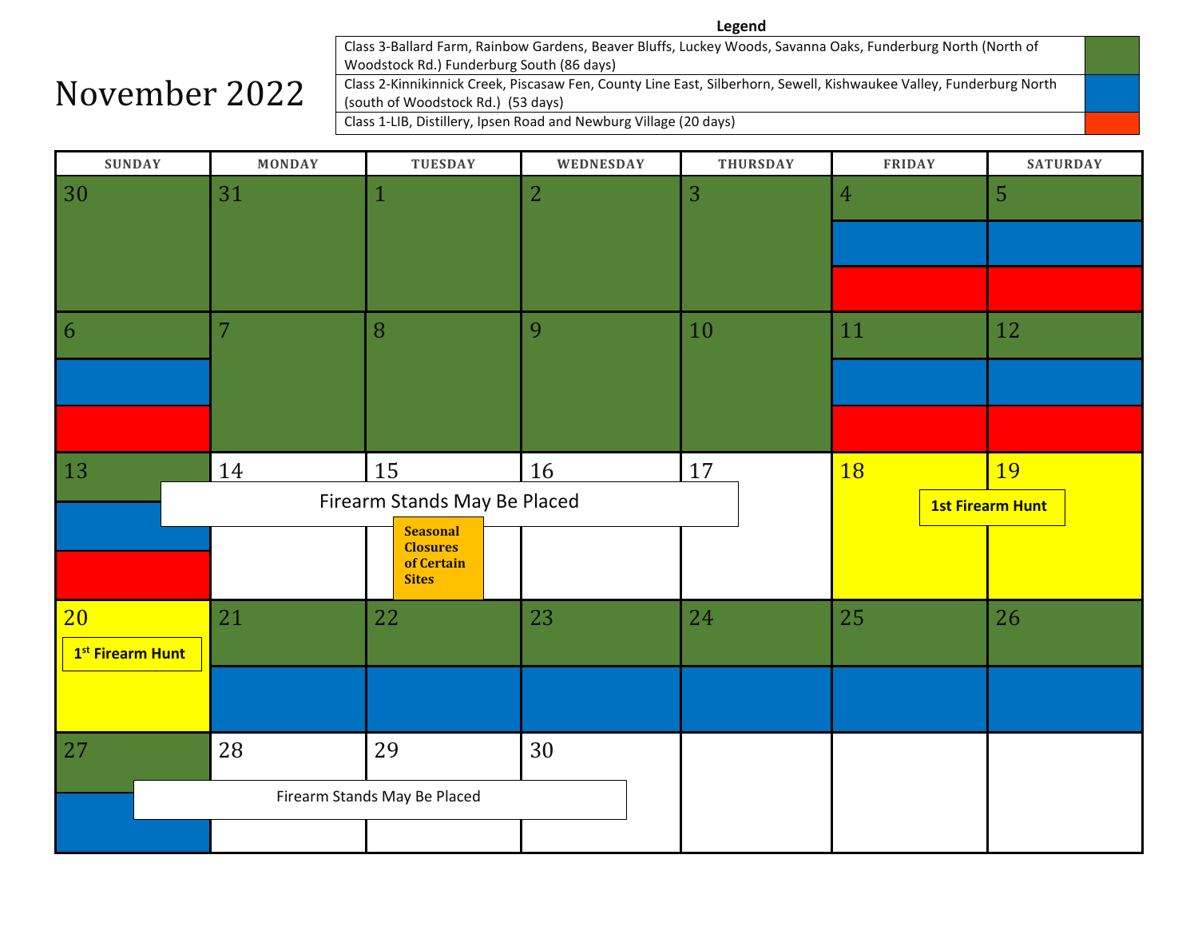# November 2022

**Legend**

| Class | Color |
|---|---|
| Class 3-Ballard Farm, Rainbow Gardens, Beaver Bluffs, Luckey Woods, Savanna Oaks, Funderburg North (North of Woodstock Rd.) Funderburg South (86 days) | Green |
| Class 2-Kinnikinnick Creek, Piscasaw Fen, County Line East, Silberhorn, Sewell, Kishwaukee Valley, Funderburg North (south of Woodstock Rd.) (53 days) | Blue |
| Class 1-LIB, Distillery, Ipsen Road and Newburg Village (20 days) | Red |

| SUNDAY | MONDAY | TUESDAY | WEDNESDAY | THURSDAY | FRIDAY | SATURDAY |
|---|---|---|---|---|---|---|
| 30 (Green) | 31 (Green) | 1 (Green) | 2 (Green) | 3 (Green) | 4 (Green, Blue, Red) | 5 (Green, Blue, Red) |
| 6 (Green, Blue, Red) | 7 (Green) | 8 (Green) | 9 (Green) | 10 (Green) | 11 (Green, Blue, Red) | 12 (Green, Blue, Red) |
| 13 (Green, Blue, Red) | 14 Firearm Stands May Be Placed | 15 Firearm Stands May Be Placed; **Seasonal Closures of Certain Sites** | 16 Firearm Stands May Be Placed | 17 Firearm Stands May Be Placed | 18 **1st Firearm Hunt** | 19 **1st Firearm Hunt** |
| 20 **1st Firearm Hunt** | 21 (Green, Blue) | 22 (Green, Blue) | 23 (Green, Blue) | 24 (Green, Blue) | 25 (Green, Blue) | 26 (Green, Blue) |
| 27 (Green, Blue) | 28 Firearm Stands May Be Placed | 29 Firearm Stands May Be Placed | 30 Firearm Stands May Be Placed | | | |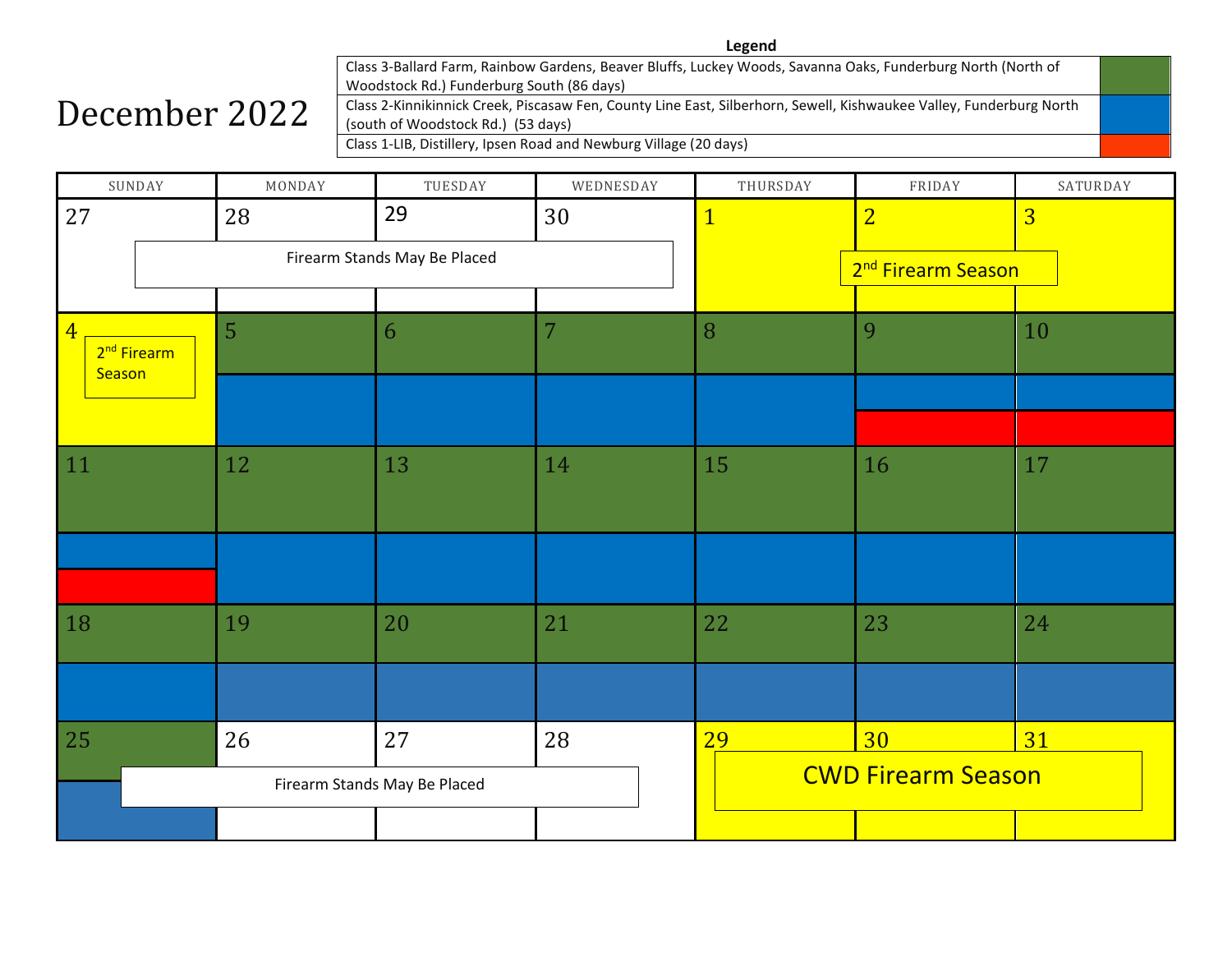# December 2022

**Legend**

| Class | Color |
|---|---|
| Class 3-Ballard Farm, Rainbow Gardens, Beaver Bluffs, Luckey Woods, Savanna Oaks, Funderburg North (North of Woodstock Rd.) Funderburg South (86 days) | Green |
| Class 2-Kinnikinnick Creek, Piscasaw Fen, County Line East, Silberhorn, Sewell, Kishwaukee Valley, Funderburg North (south of Woodstock Rd.) (53 days) | Blue |
| Class 1-LIB, Distillery, Ipsen Road and Newburg Village (20 days) | Red |

| SUNDAY | MONDAY | TUESDAY | WEDNESDAY | THURSDAY | FRIDAY | SATURDAY |
|---|---|---|---|---|---|---|
| 27 | 28 Firearm Stands May Be Placed | 29 Firearm Stands May Be Placed | 30 Firearm Stands May Be Placed | 1 2nd Firearm Season | 2 2nd Firearm Season | 3 2nd Firearm Season |
| 4 2nd Firearm Season | 5 (Class 3, Class 2) | 6 (Class 3, Class 2) | 7 (Class 3, Class 2) | 8 (Class 3, Class 2) | 9 (Class 3, Class 2, Class 1) | 10 (Class 3, Class 2, Class 1) |
| 11 (Class 3, Class 2, Class 1) | 12 (Class 3, Class 2) | 13 (Class 3, Class 2) | 14 (Class 3, Class 2) | 15 (Class 3, Class 2) | 16 (Class 3, Class 2) | 17 (Class 3, Class 2) |
| 18 (Class 3, Class 2) | 19 (Class 3, Class 2) | 20 (Class 3, Class 2) | 21 (Class 3, Class 2) | 22 (Class 3, Class 2) | 23 (Class 3, Class 2) | 24 (Class 3, Class 2) |
| 25 (Class 3, Class 2) Firearm Stands May Be Placed | 26 Firearm Stands May Be Placed | 27 Firearm Stands May Be Placed | 28 Firearm Stands May Be Placed | 29 CWD Firearm Season | 30 CWD Firearm Season | 31 CWD Firearm Season |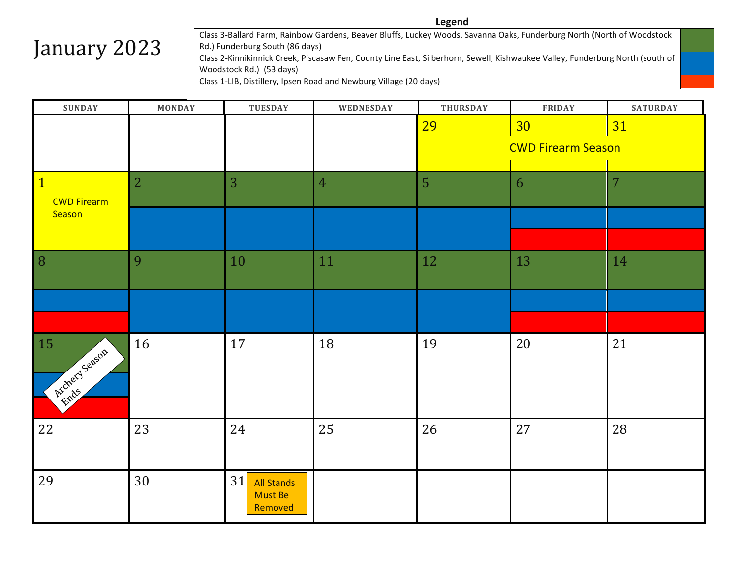# January 2023

**Legend**

| | |
|---|---|
| Class 3-Ballard Farm, Rainbow Gardens, Beaver Bluffs, Luckey Woods, Savanna Oaks, Funderburg North (North of Woodstock Rd.) Funderburg South (86 days) | |
| Class 2-Kinnikinnick Creek, Piscasaw Fen, County Line East, Silberhorn, Sewell, Kishwaukee Valley, Funderburg North (south of Woodstock Rd.) (53 days) | |
| Class 1-LIB, Distillery, Ipsen Road and Newburg Village (20 days) | |

| SUNDAY | MONDAY | TUESDAY | WEDNESDAY | THURSDAY | FRIDAY | SATURDAY |
|---|---|---|---|---|---|---|
| | | | | 29 CWD Firearm Season | 30 CWD Firearm Season | 31 CWD Firearm Season |
| 1 CWD Firearm Season | 2 | 3 | 4 | 5 | 6 | 7 |
| 8 | 9 | 10 | 11 | 12 | 13 | 14 |
| 15 Archery Season Ends | 16 | 17 | 18 | 19 | 20 | 21 |
| 22 | 23 | 24 | 25 | 26 | 27 | 28 |
| 29 | 30 | 31 All Stands Must Be Removed | | | | |